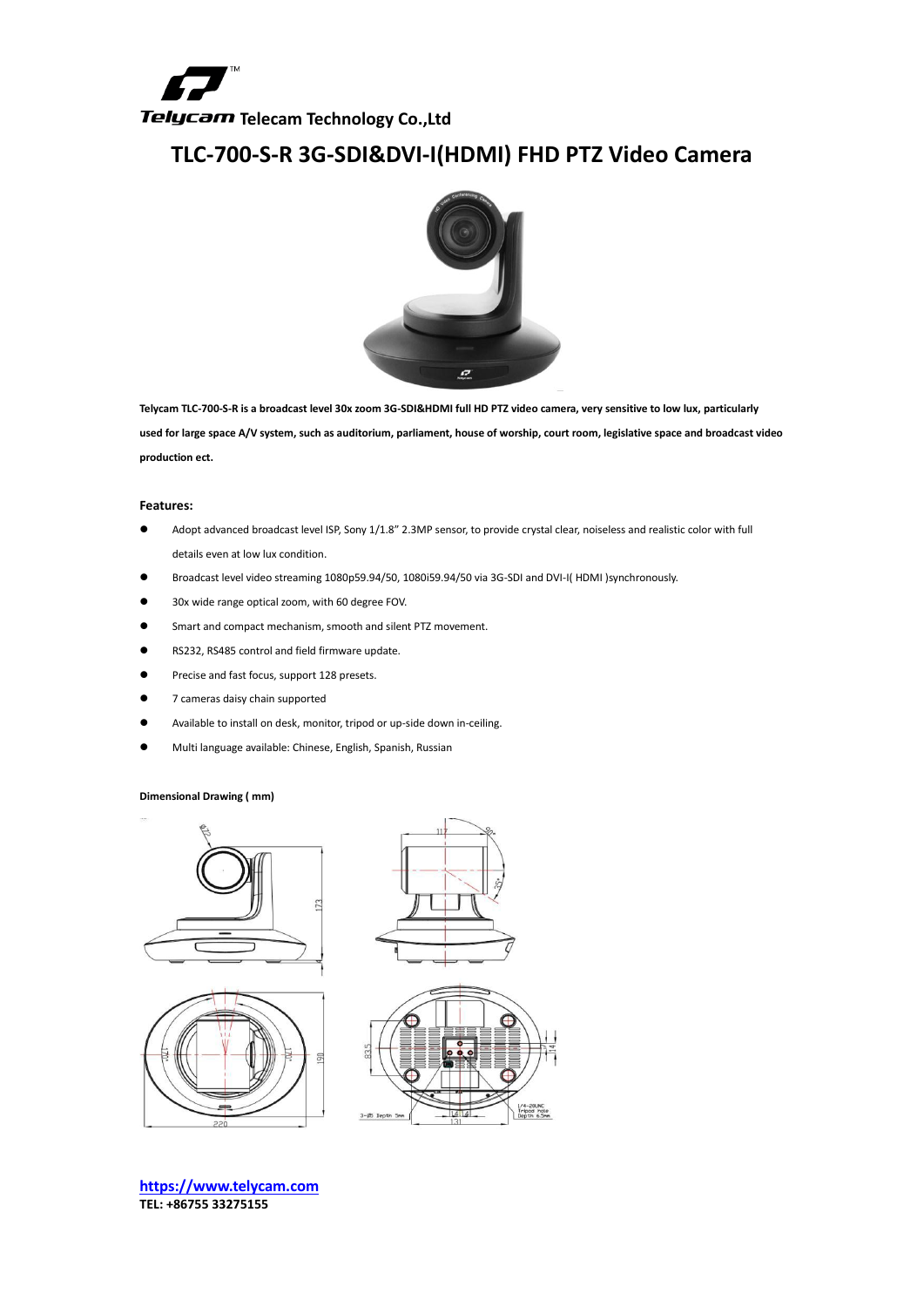Telycam Telecam Technology Co.,Ltd

# TLC-700-S-R 3G-SDI&DVI-I(HDMI) FHD PTZ Video Camera

**Telycam TLC-700-S-R is a broadcast level 30x zoom 3G-SDI&HDMI full HD PTZ video camera, very sensitive to low lux, particularly used for large space A/V system, such as auditorium, parliament, house of worship, court room, legislative space and broadcast video production ect.**

**Features:**

- Adopt advanced broadcast level ISP, Sony 1/1.8" 2.3MP sensor, to provide crystal clear, noiseless and realistic color with full details even at low lux condition.
- Broadcast level video streaming 1080p59.94/50, 1080i59.94/50 via 3G-SDI and DVI-I( HDMI )synchronously.
- 30x wide range optical zoom, with 60 degree FOV.
- Smart and compact mechanism, smooth and silent PTZ movement.
- RS232, RS485 control and field firmware update.
- Precise and fast focus, support 128 presets.
- 7 cameras daisy chain supported
- Available to install on desk, monitor, tripod or up-side down in-ceiling.
- Multi language available: Chinese, English, Spanish, Russian

**Dimensional Drawing ( mm)**

https://www.telycam.com
**TEL: +86755 33275155**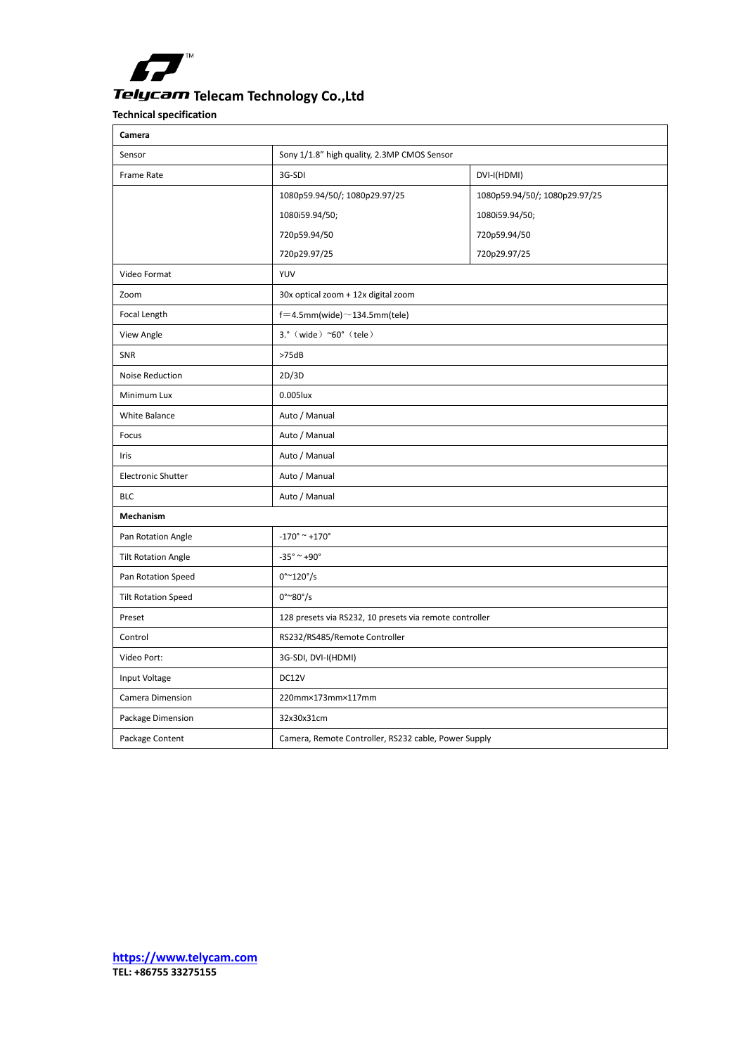# Telycam Telecam Technology Co.,Ltd

**Technical specification**

| | | |
|---|---|---|
| **Camera** | | |
| Sensor | Sony 1/1.8" high quality, 2.3MP CMOS Sensor | |
| Frame Rate | 3G-SDI | DVI-I(HDMI) |
| | 1080p59.94/50; 1080p29.97/25<br>1080i59.94/50;<br>720p59.94/50<br>720p29.97/25 | 1080p59.94/50; 1080p29.97/25<br>1080i59.94/50;<br>720p59.94/50<br>720p29.97/25 |
| Video Format | YUV | |
| Zoom | 30x optical zoom + 12x digital zoom | |
| Focal Length | f＝4.5mm(wide)～134.5mm(tele) | |
| View Angle | 3.°（wide）~60°（tele） | |
| SNR | >75dB | |
| Noise Reduction | 2D/3D | |
| Minimum Lux | 0.005lux | |
| White Balance | Auto / Manual | |
| Focus | Auto / Manual | |
| Iris | Auto / Manual | |
| Electronic Shutter | Auto / Manual | |
| BLC | Auto / Manual | |
| **Mechanism** | | |
| Pan Rotation Angle | -170° ~ +170° | |
| Tilt Rotation Angle | -35° ~ +90° | |
| Pan Rotation Speed | 0°~120°/s | |
| Tilt Rotation Speed | 0°~80°/s | |
| Preset | 128 presets via RS232, 10 presets via remote controller | |
| Control | RS232/RS485/Remote Controller | |
| Video Port: | 3G-SDI, DVI-I(HDMI) | |
| Input Voltage | DC12V | |
| Camera Dimension | 220mm×173mm×117mm | |
| Package Dimension | 32x30x31cm | |
| Package Content | Camera, Remote Controller, RS232 cable, Power Supply | |

**https://www.telycam.com**
**TEL: +86755 33275155**